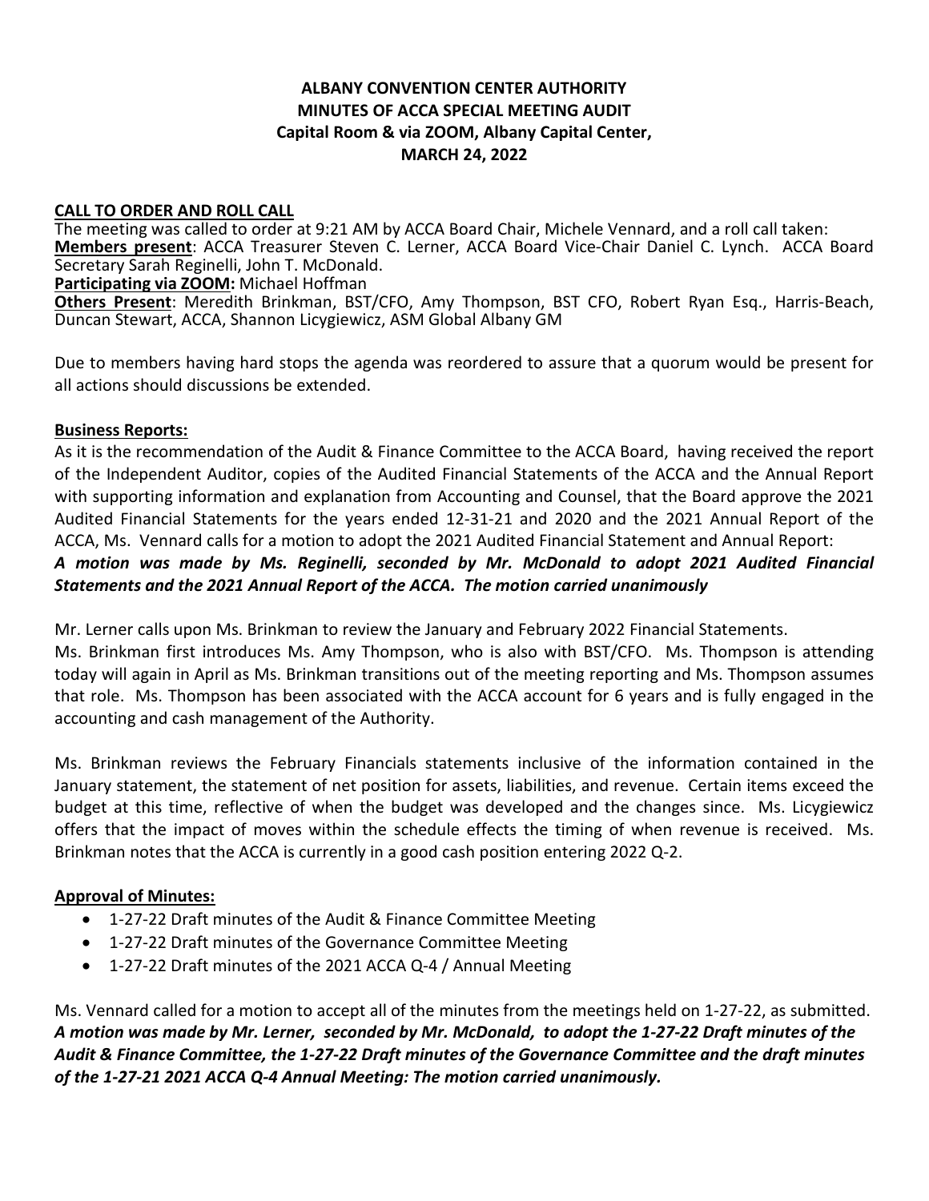# ALBANY CONVENTION CENTER AUTHORITY
## MINUTES OF ACCA SPECIAL MEETING AUDIT
### Capital Room & via ZOOM, Albany Capital Center,
### MARCH 24, 2022

**CALL TO ORDER AND ROLL CALL**

The meeting was called to order at 9:21 AM by ACCA Board Chair, Michele Vennard, and a roll call taken:

**Members present**: ACCA Treasurer Steven C. Lerner, ACCA Board Vice-Chair Daniel C. Lynch. ACCA Board Secretary Sarah Reginelli, John T. McDonald.

**Participating via ZOOM:** Michael Hoffman

**Others Present**: Meredith Brinkman, BST/CFO, Amy Thompson, BST CFO, Robert Ryan Esq., Harris-Beach, Duncan Stewart, ACCA, Shannon Licygiewicz, ASM Global Albany GM

Due to members having hard stops the agenda was reordered to assure that a quorum would be present for all actions should discussions be extended.

**Business Reports:**

As it is the recommendation of the Audit & Finance Committee to the ACCA Board, having received the report of the Independent Auditor, copies of the Audited Financial Statements of the ACCA and the Annual Report with supporting information and explanation from Accounting and Counsel, that the Board approve the 2021 Audited Financial Statements for the years ended 12-31-21 and 2020 and the 2021 Annual Report of the ACCA, Ms. Vennard calls for a motion to adopt the 2021 Audited Financial Statement and Annual Report:

***A motion was made by Ms. Reginelli, seconded by Mr. McDonald to adopt 2021 Audited Financial Statements and the 2021 Annual Report of the ACCA. The motion carried unanimously***

Mr. Lerner calls upon Ms. Brinkman to review the January and February 2022 Financial Statements.

Ms. Brinkman first introduces Ms. Amy Thompson, who is also with BST/CFO. Ms. Thompson is attending today will again in April as Ms. Brinkman transitions out of the meeting reporting and Ms. Thompson assumes that role. Ms. Thompson has been associated with the ACCA account for 6 years and is fully engaged in the accounting and cash management of the Authority.

Ms. Brinkman reviews the February Financials statements inclusive of the information contained in the January statement, the statement of net position for assets, liabilities, and revenue. Certain items exceed the budget at this time, reflective of when the budget was developed and the changes since. Ms. Licygiewicz offers that the impact of moves within the schedule effects the timing of when revenue is received. Ms. Brinkman notes that the ACCA is currently in a good cash position entering 2022 Q-2.

**Approval of Minutes:**

- 1-27-22 Draft minutes of the Audit & Finance Committee Meeting
- 1-27-22 Draft minutes of the Governance Committee Meeting
- 1-27-22 Draft minutes of the 2021 ACCA Q-4 / Annual Meeting

Ms. Vennard called for a motion to accept all of the minutes from the meetings held on 1-27-22, as submitted.

***A motion was made by Mr. Lerner, seconded by Mr. McDonald, to adopt the 1-27-22 Draft minutes of the Audit & Finance Committee, the 1-27-22 Draft minutes of the Governance Committee and the draft minutes of the 1-27-21 2021 ACCA Q-4 Annual Meeting: The motion carried unanimously.***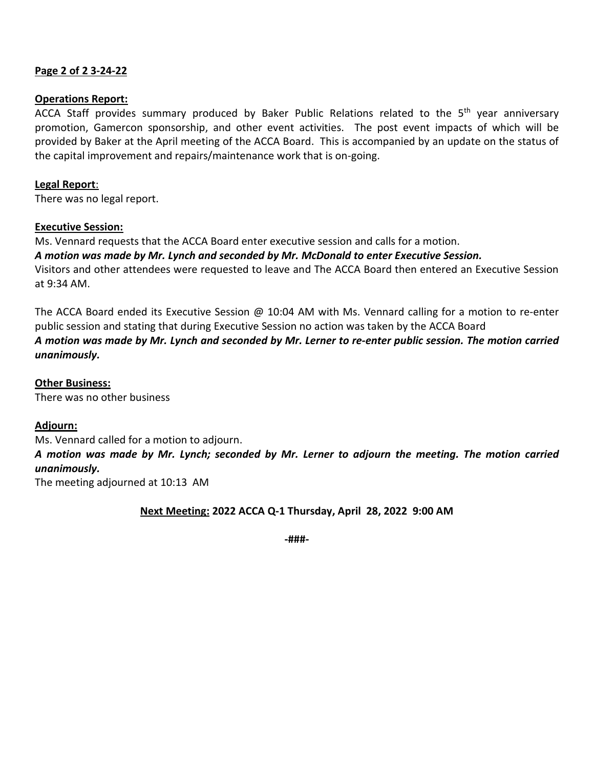**Operations Report:**
ACCA Staff provides summary produced by Baker Public Relations related to the 5th year anniversary promotion, Gamercon sponsorship, and other event activities. The post event impacts of which will be provided by Baker at the April meeting of the ACCA Board. This is accompanied by an update on the status of the capital improvement and repairs/maintenance work that is on-going.

**Legal Report**:
There was no legal report.

**Executive Session:**
Ms. Vennard requests that the ACCA Board enter executive session and calls for a motion.
***A motion was made by Mr. Lynch and seconded by Mr. McDonald to enter Executive Session.***
Visitors and other attendees were requested to leave and The ACCA Board then entered an Executive Session at 9:34 AM.

The ACCA Board ended its Executive Session @ 10:04 AM with Ms. Vennard calling for a motion to re-enter public session and stating that during Executive Session no action was taken by the ACCA Board
***A motion was made by Mr. Lynch and seconded by Mr. Lerner to re-enter public session. The motion carried unanimously.***

**Other Business:**
There was no other business

**Adjourn:**
Ms. Vennard called for a motion to adjourn.
***A motion was made by Mr. Lynch; seconded by Mr. Lerner to adjourn the meeting. The motion carried unanimously.***
The meeting adjourned at 10:13 AM

**Next Meeting: 2022 ACCA Q-1 Thursday, April 28, 2022 9:00 AM**

**-###-**